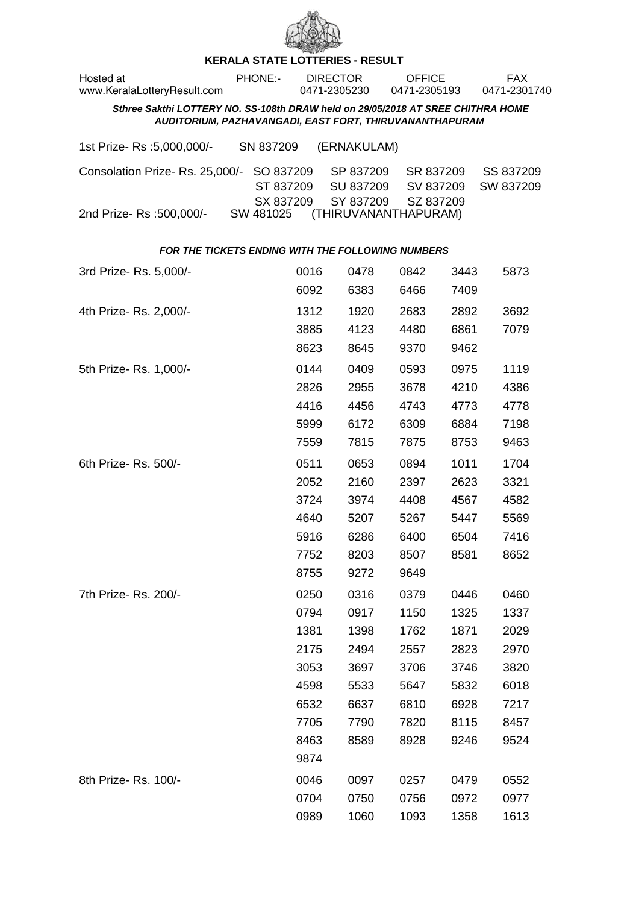# KERALA STATE LOTTERIES - RESULT

Hosted at www.KeralaLotteryResult.com PHONE:- DIRECTOR 0471-2305230 OFFICE 0471-2305193 FAX 0471-2301740

***Sthree Sakthi LOTTERY NO. SS-108th DRAW held on 29/05/2018 AT SREE CHITHRA HOME AUDITORIUM, PAZHAVANGADI, EAST FORT, THIRUVANANTHAPURAM***

1st Prize- Rs :5,000,000/- SN 837209 (ERNAKULAM)

Consolation Prize- Rs. 25,000/- SO 837209 SP 837209 SR 837209 SS 837209 ST 837209 SU 837209 SV 837209 SW 837209 SX 837209 SY 837209 SZ 837209

2nd Prize- Rs :500,000/- SW 481025 (THIRUVANANTHAPURAM)

***FOR THE TICKETS ENDING WITH THE FOLLOWING NUMBERS***

3rd Prize- Rs. 5,000/-

0016 0478 0842 3443 5873 6092 6383 6466 7409

4th Prize- Rs. 2,000/-

1312 1920 2683 2892 3692 3885 4123 4480 6861 7079 8623 8645 9370 9462

5th Prize- Rs. 1,000/-

0144 0409 0593 0975 1119 2826 2955 3678 4210 4386 4416 4456 4743 4773 4778 5999 6172 6309 6884 7198 7559 7815 7875 8753 9463

6th Prize- Rs. 500/-

0511 0653 0894 1011 1704 2052 2160 2397 2623 3321 3724 3974 4408 4567 4582 4640 5207 5267 5447 5569 5916 6286 6400 6504 7416 7752 8203 8507 8581 8652 8755 9272 9649

7th Prize- Rs. 200/-

0250 0316 0379 0446 0460 0794 0917 1150 1325 1337 1381 1398 1762 1871 2029 2175 2494 2557 2823 2970 3053 3697 3706 3746 3820 4598 5533 5647 5832 6018 6532 6637 6810 6928 7217 7705 7790 7820 8115 8457 8463 8589 8928 9246 9524 9874

8th Prize- Rs. 100/-

0046 0097 0257 0479 0552 0704 0750 0756 0972 0977 0989 1060 1093 1358 1613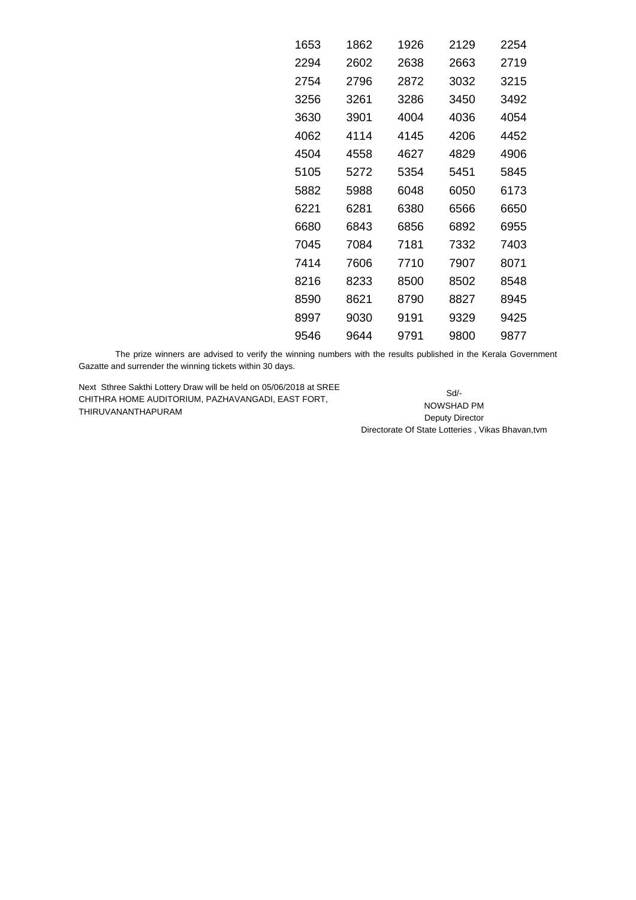| | | | | |
|---|---|---|---|---|
| 1653 | 1862 | 1926 | 2129 | 2254 |
| 2294 | 2602 | 2638 | 2663 | 2719 |
| 2754 | 2796 | 2872 | 3032 | 3215 |
| 3256 | 3261 | 3286 | 3450 | 3492 |
| 3630 | 3901 | 4004 | 4036 | 4054 |
| 4062 | 4114 | 4145 | 4206 | 4452 |
| 4504 | 4558 | 4627 | 4829 | 4906 |
| 5105 | 5272 | 5354 | 5451 | 5845 |
| 5882 | 5988 | 6048 | 6050 | 6173 |
| 6221 | 6281 | 6380 | 6566 | 6650 |
| 6680 | 6843 | 6856 | 6892 | 6955 |
| 7045 | 7084 | 7181 | 7332 | 7403 |
| 7414 | 7606 | 7710 | 7907 | 8071 |
| 8216 | 8233 | 8500 | 8502 | 8548 |
| 8590 | 8621 | 8790 | 8827 | 8945 |
| 8997 | 9030 | 9191 | 9329 | 9425 |
| 9546 | 9644 | 9791 | 9800 | 9877 |

The prize winners are advised to verify the winning numbers with the results published in the Kerala Government Gazatte and surrender the winning tickets within 30 days.

Next Sthree Sakthi Lottery Draw will be held on 05/06/2018 at SREE CHITHRA HOME AUDITORIUM, PAZHAVANGADI, EAST FORT, THIRUVANANTHAPURAM

Sd/-
NOWSHAD PM
Deputy Director
Directorate Of State Lotteries , Vikas Bhavan,tvm